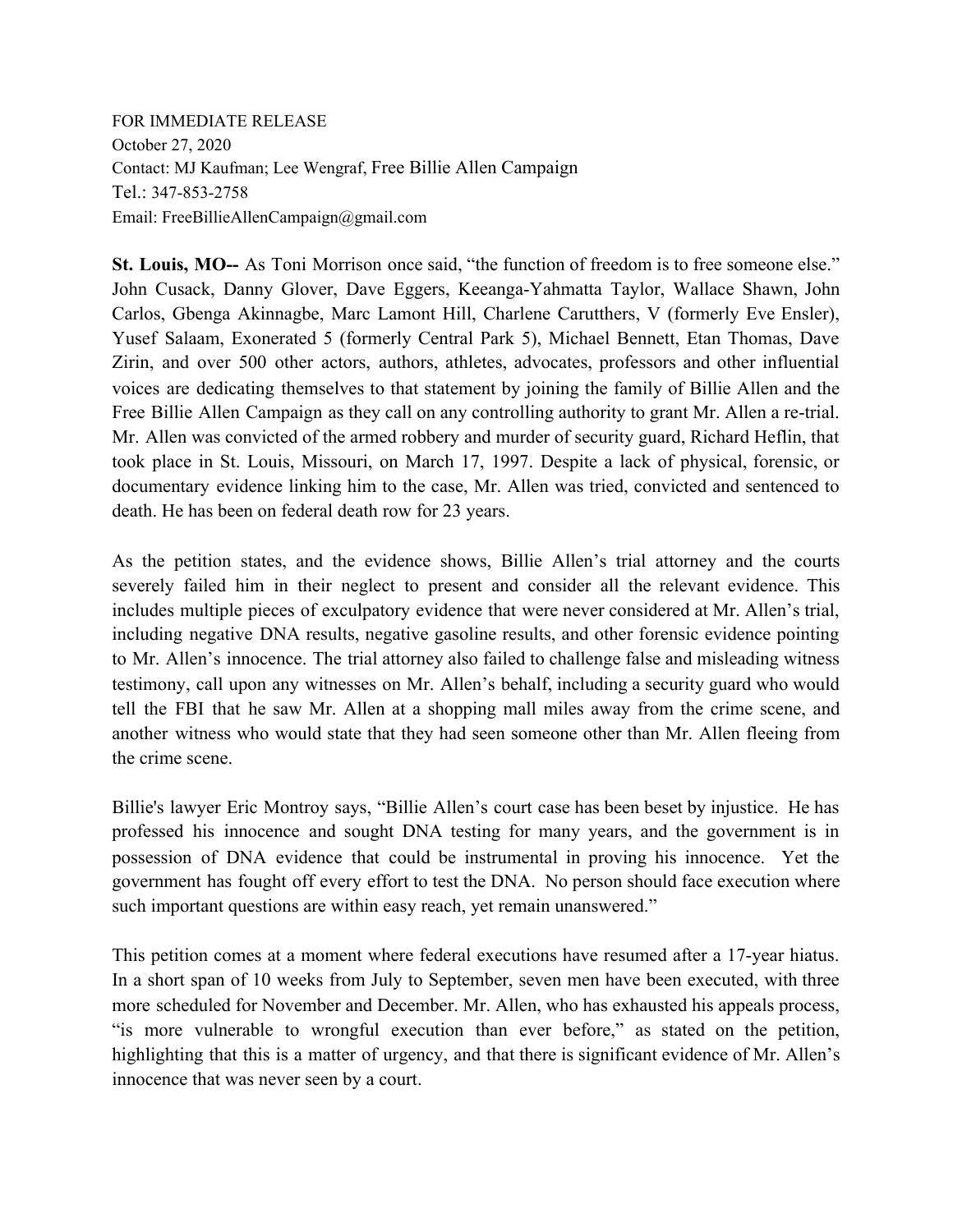FOR IMMEDIATE RELEASE
October 27, 2020
Contact: MJ Kaufman; Lee Wengraf, Free Billie Allen Campaign
Tel.: 347-853-2758
Email: FreeBillieAllenCampaign@gmail.com

**St. Louis, MO--** As Toni Morrison once said, "the function of freedom is to free someone else." John Cusack, Danny Glover, Dave Eggers, Keeanga-Yahmatta Taylor, Wallace Shawn, John Carlos, Gbenga Akinnagbe, Marc Lamont Hill, Charlene Carutthers, V (formerly Eve Ensler), Yusef Salaam, Exonerated 5 (formerly Central Park 5), Michael Bennett, Etan Thomas, Dave Zirin, and over 500 other actors, authors, athletes, advocates, professors and other influential voices are dedicating themselves to that statement by joining the family of Billie Allen and the Free Billie Allen Campaign as they call on any controlling authority to grant Mr. Allen a re-trial. Mr. Allen was convicted of the armed robbery and murder of security guard, Richard Heflin, that took place in St. Louis, Missouri, on March 17, 1997. Despite a lack of physical, forensic, or documentary evidence linking him to the case, Mr. Allen was tried, convicted and sentenced to death. He has been on federal death row for 23 years.

As the petition states, and the evidence shows, Billie Allen's trial attorney and the courts severely failed him in their neglect to present and consider all the relevant evidence. This includes multiple pieces of exculpatory evidence that were never considered at Mr. Allen's trial, including negative DNA results, negative gasoline results, and other forensic evidence pointing to Mr. Allen's innocence. The trial attorney also failed to challenge false and misleading witness testimony, call upon any witnesses on Mr. Allen's behalf, including a security guard who would tell the FBI that he saw Mr. Allen at a shopping mall miles away from the crime scene, and another witness who would state that they had seen someone other than Mr. Allen fleeing from the crime scene.

Billie's lawyer Eric Montroy says, "Billie Allen's court case has been beset by injustice. He has professed his innocence and sought DNA testing for many years, and the government is in possession of DNA evidence that could be instrumental in proving his innocence. Yet the government has fought off every effort to test the DNA. No person should face execution where such important questions are within easy reach, yet remain unanswered."

This petition comes at a moment where federal executions have resumed after a 17-year hiatus. In a short span of 10 weeks from July to September, seven men have been executed, with three more scheduled for November and December. Mr. Allen, who has exhausted his appeals process, "is more vulnerable to wrongful execution than ever before," as stated on the petition, highlighting that this is a matter of urgency, and that there is significant evidence of Mr. Allen's innocence that was never seen by a court.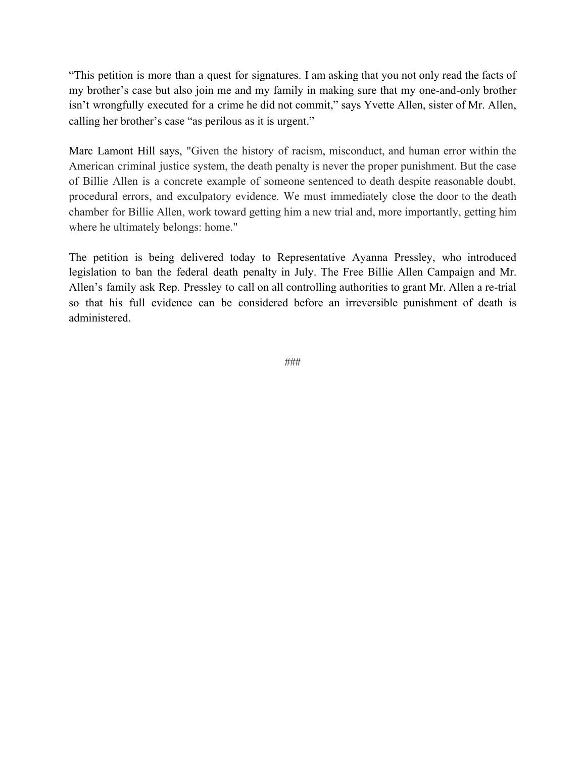"This petition is more than a quest for signatures. I am asking that you not only read the facts of my brother's case but also join me and my family in making sure that my one-and-only brother isn't wrongfully executed for a crime he did not commit," says Yvette Allen, sister of Mr. Allen, calling her brother's case "as perilous as it is urgent."

Marc Lamont Hill says, "Given the history of racism, misconduct, and human error within the American criminal justice system, the death penalty is never the proper punishment. But the case of Billie Allen is a concrete example of someone sentenced to death despite reasonable doubt, procedural errors, and exculpatory evidence. We must immediately close the door to the death chamber for Billie Allen, work toward getting him a new trial and, more importantly, getting him where he ultimately belongs: home."

The petition is being delivered today to Representative Ayanna Pressley, who introduced legislation to ban the federal death penalty in July. The Free Billie Allen Campaign and Mr. Allen's family ask Rep. Pressley to call on all controlling authorities to grant Mr. Allen a re-trial so that his full evidence can be considered before an irreversible punishment of death is administered.

###